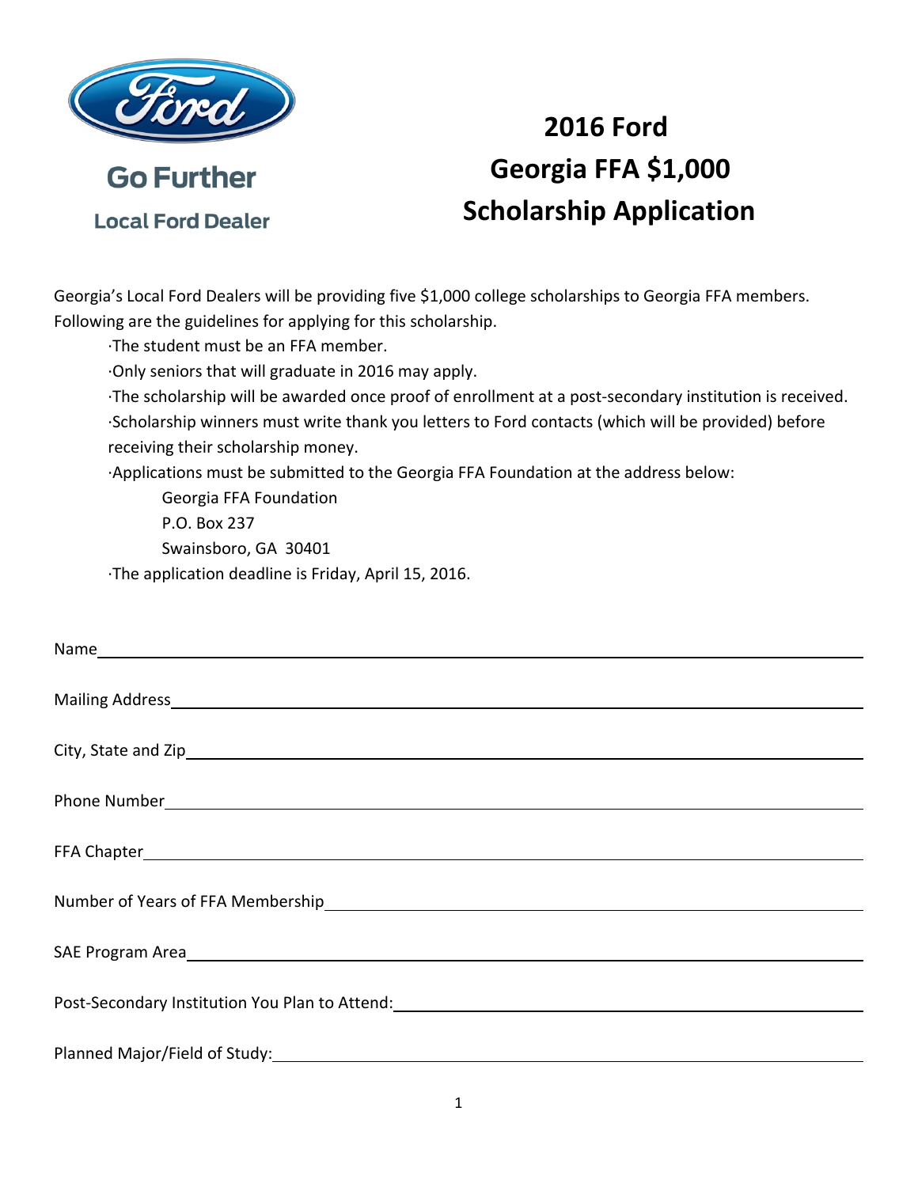Go Further

Local Ford Dealer

# 2016 Ford Georgia FFA $1,000 Scholarship Application

Georgia's Local Ford Dealers will be providing five $1,000 college scholarships to Georgia FFA members. Following are the guidelines for applying for this scholarship.

- The student must be an FFA member.
- Only seniors that will graduate in 2016 may apply.
- The scholarship will be awarded once proof of enrollment at a post-secondary institution is received.
- Scholarship winners must write thank you letters to Ford contacts (which will be provided) before receiving their scholarship money.
- Applications must be submitted to the Georgia FFA Foundation at the address below:

  Georgia FFA Foundation
  P.O. Box 237
  Swainsboro, GA 30401

- The application deadline is Friday, April 15, 2016.

Name\_\_\_\_\_\_\_\_\_\_\_\_\_\_\_\_\_\_\_\_\_\_\_\_\_\_\_\_\_\_\_\_\_\_\_\_\_\_\_\_

Mailing Address\_\_\_\_\_\_\_\_\_\_\_\_\_\_\_\_\_\_\_\_\_\_\_\_\_\_\_\_\_\_\_\_\_\_\_\_

City, State and Zip\_\_\_\_\_\_\_\_\_\_\_\_\_\_\_\_\_\_\_\_\_\_\_\_\_\_\_\_\_\_\_\_\_\_

Phone Number\_\_\_\_\_\_\_\_\_\_\_\_\_\_\_\_\_\_\_\_\_\_\_\_\_\_\_\_\_\_\_\_\_\_\_\_

FFA Chapter\_\_\_\_\_\_\_\_\_\_\_\_\_\_\_\_\_\_\_\_\_\_\_\_\_\_\_\_\_\_\_\_\_\_\_\_\_

Number of Years of FFA Membership\_\_\_\_\_\_\_\_\_\_\_\_\_\_\_\_\_\_\_\_\_\_\_\_\_\_

SAE Program Area\_\_\_\_\_\_\_\_\_\_\_\_\_\_\_\_\_\_\_\_\_\_\_\_\_\_\_\_\_\_\_\_\_\_

Post-Secondary Institution You Plan to Attend:\_\_\_\_\_\_\_\_\_\_\_\_\_\_\_\_\_\_\_\_\_\_\_\_

Planned Major/Field of Study:\_\_\_\_\_\_\_\_\_\_\_\_\_\_\_\_\_\_\_\_\_\_\_\_\_\_\_\_\_\_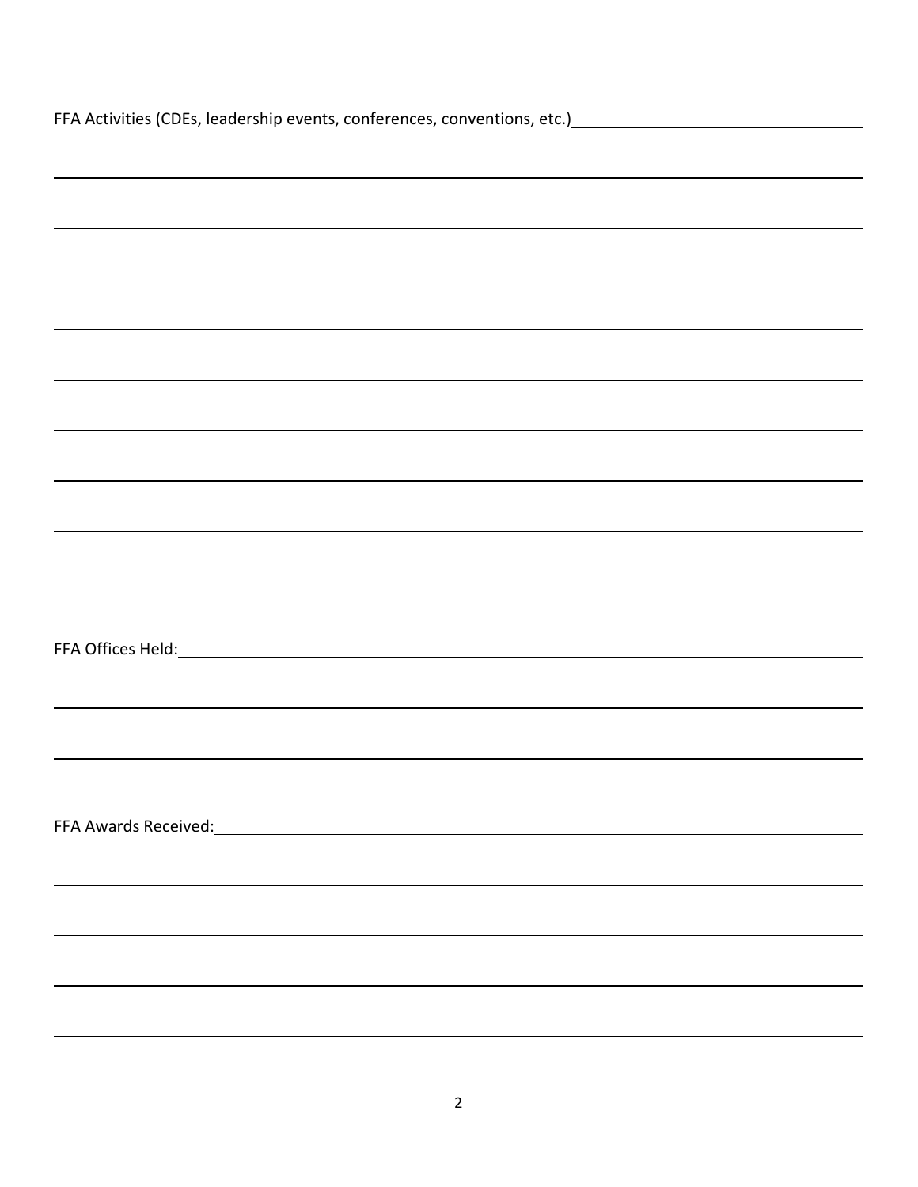FFA Activities (CDEs, leadership events, conferences, conventions, etc.) ______________________________

FFA Offices Held: ______________________________

FFA Awards Received: ______________________________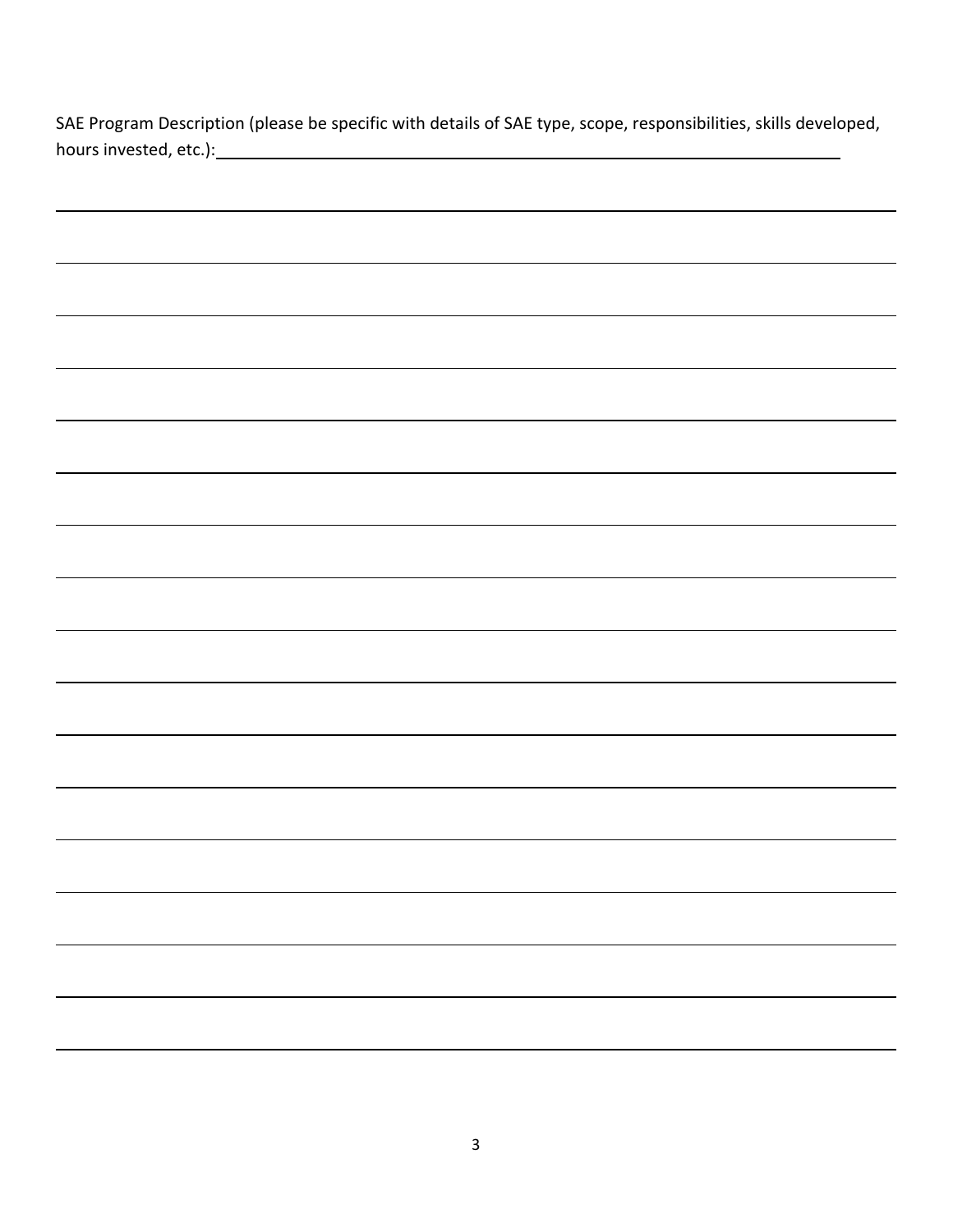SAE Program Description (please be specific with details of SAE type, scope, responsibilities, skills developed, hours invested, etc.): ____________________________________________________________

______________________________________________________________________________

______________________________________________________________________________

______________________________________________________________________________

______________________________________________________________________________

______________________________________________________________________________

______________________________________________________________________________

______________________________________________________________________________

______________________________________________________________________________

______________________________________________________________________________

______________________________________________________________________________

______________________________________________________________________________

______________________________________________________________________________

______________________________________________________________________________

______________________________________________________________________________

______________________________________________________________________________

______________________________________________________________________________

______________________________________________________________________________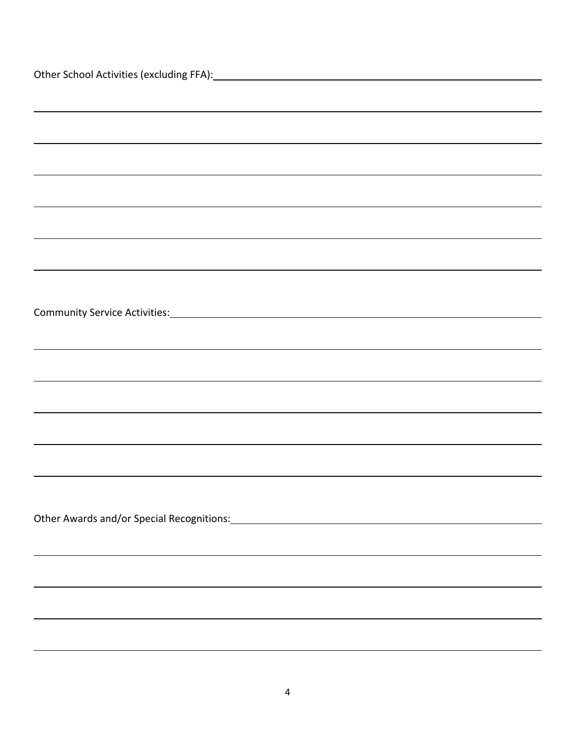Other School Activities (excluding FFA): ______________________________________________

_____________________________________________________________________________

_____________________________________________________________________________

_____________________________________________________________________________

_____________________________________________________________________________

_____________________________________________________________________________

_____________________________________________________________________________

Community Service Activities: ___________________________________________________

_____________________________________________________________________________

_____________________________________________________________________________

_____________________________________________________________________________

_____________________________________________________________________________

_____________________________________________________________________________

Other Awards and/or Special Recognitions: _________________________________________

_____________________________________________________________________________

_____________________________________________________________________________

_____________________________________________________________________________

_____________________________________________________________________________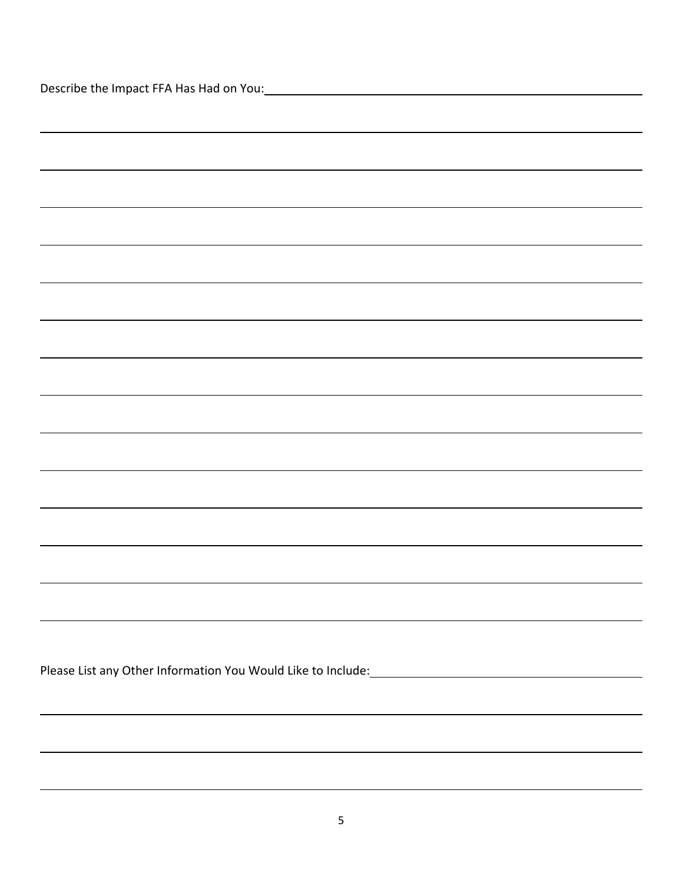Describe the Impact FFA Has Had on You:

Please List any Other Information You Would Like to Include: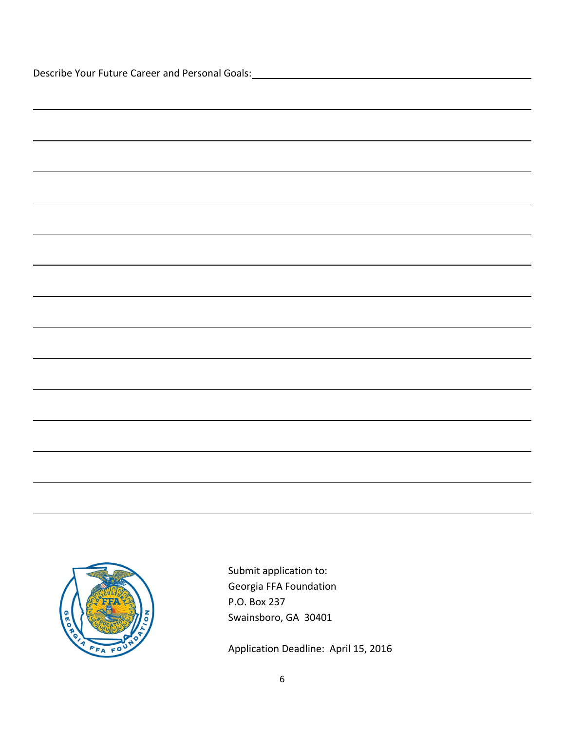Describe Your Future Career and Personal Goals: ______________________________________________

______________________________________________________________________________

______________________________________________________________________________

______________________________________________________________________________

______________________________________________________________________________

______________________________________________________________________________

______________________________________________________________________________

______________________________________________________________________________

______________________________________________________________________________

______________________________________________________________________________

______________________________________________________________________________

______________________________________________________________________________

______________________________________________________________________________

______________________________________________________________________________

______________________________________________________________________________

Submit application to:
Georgia FFA Foundation
P.O. Box 237
Swainsboro, GA 30401

Application Deadline: April 15, 2016